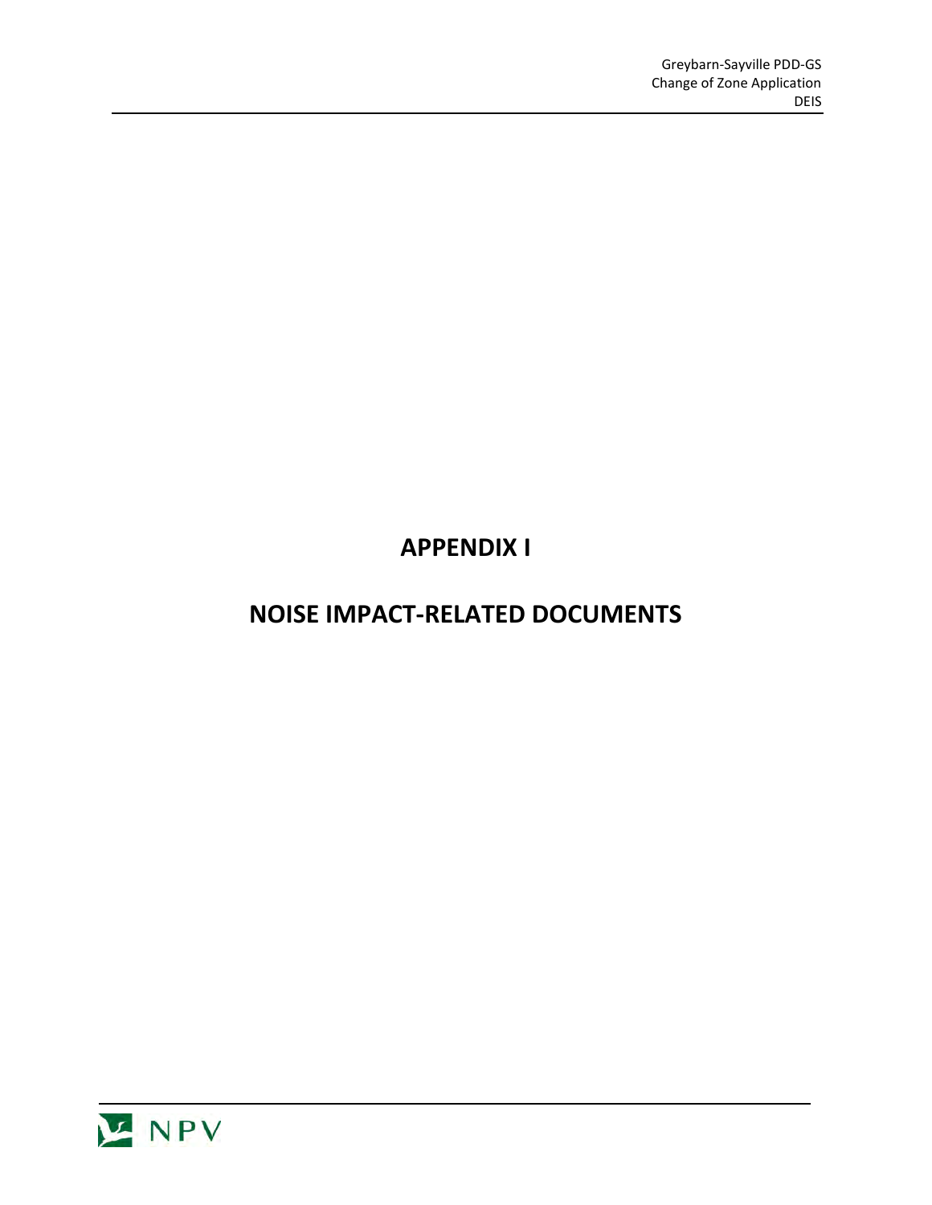# APPENDIX I

# NOISE IMPACT-RELATED DOCUMENTS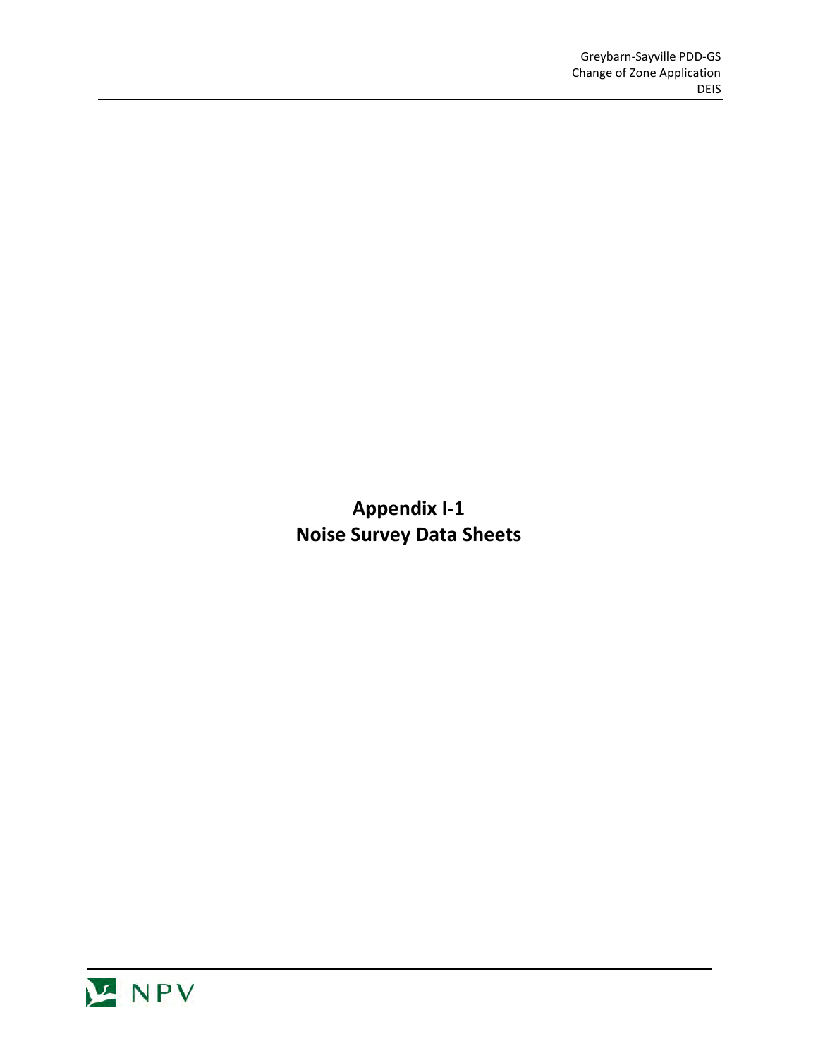# Appendix I-1
# Noise Survey Data Sheets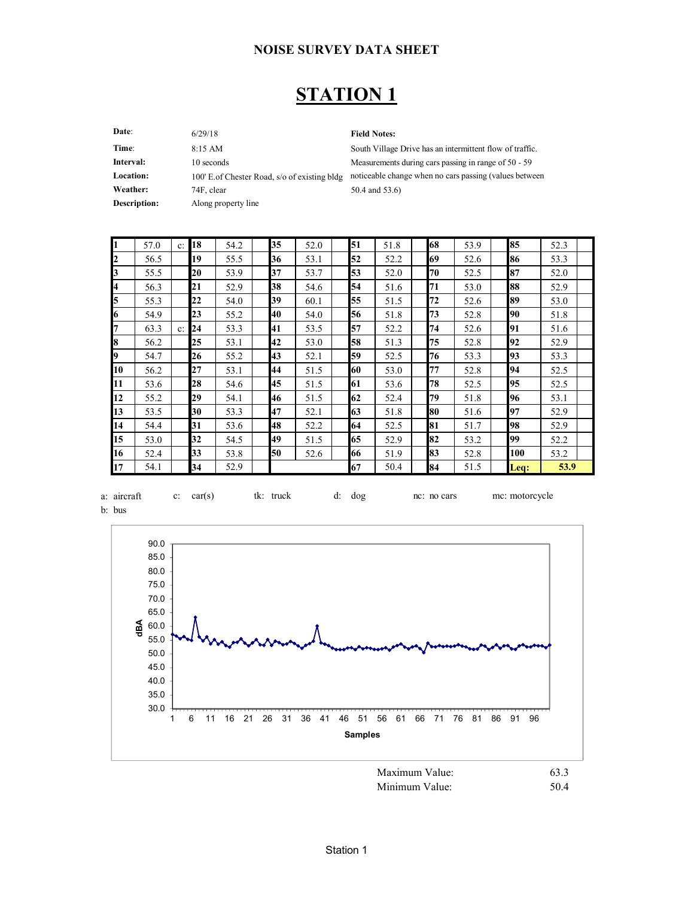## NOISE SURVEY DATA SHEET

# STATION 1

| | | |
|---|---|---|
| **Date**: | 6/29/18 | **Field Notes:** |
| **Time**: | 8:15 AM | South Village Drive has an intermittent flow of traffic. |
| **Interval:** | 10 seconds | Measurements during cars passing in range of 50 - 59 |
| **Location:** | 100' E.of Chester Road, s/o of existing bldg | noticeable change when no cars passing (values between |
| **Weather:** | 74F, clear | 50.4 and 53.6) |
| **Description:** | Along property line | |

| | | | | | | | | | | | | | | | | | |
|---|---|---|---|---|---|---|---|---|---|---|---|---|---|---|---|---|---|
| **1** | 57.0 | c: | **18** | 54.2 | | **35** | 52.0 | | **51** | 51.8 | | **68** | 53.9 | | **85** | 52.3 | |
| **2** | 56.5 | | **19** | 55.5 | | **36** | 53.1 | | **52** | 52.2 | | **69** | 52.6 | | **86** | 53.3 | |
| **3** | 55.5 | | **20** | 53.9 | | **37** | 53.7 | | **53** | 52.0 | | **70** | 52.5 | | **87** | 52.0 | |
| **4** | 56.3 | | **21** | 52.9 | | **38** | 54.6 | | **54** | 51.6 | | **71** | 53.0 | | **88** | 52.9 | |
| **5** | 55.3 | | **22** | 54.0 | | **39** | 60.1 | | **55** | 51.5 | | **72** | 52.6 | | **89** | 53.0 | |
| **6** | 54.9 | | **23** | 55.2 | | **40** | 54.0 | | **56** | 51.8 | | **73** | 52.8 | | **90** | 51.8 | |
| **7** | 63.3 | c: | **24** | 53.3 | | **41** | 53.5 | | **57** | 52.2 | | **74** | 52.6 | | **91** | 51.6 | |
| **8** | 56.2 | | **25** | 53.1 | | **42** | 53.0 | | **58** | 51.3 | | **75** | 52.8 | | **92** | 52.9 | |
| **9** | 54.7 | | **26** | 55.2 | | **43** | 52.1 | | **59** | 52.5 | | **76** | 53.3 | | **93** | 53.3 | |
| **10** | 56.2 | | **27** | 53.1 | | **44** | 51.5 | | **60** | 53.0 | | **77** | 52.8 | | **94** | 52.5 | |
| **11** | 53.6 | | **28** | 54.6 | | **45** | 51.5 | | **61** | 53.6 | | **78** | 52.5 | | **95** | 52.5 | |
| **12** | 55.2 | | **29** | 54.1 | | **46** | 51.5 | | **62** | 52.4 | | **79** | 51.8 | | **96** | 53.1 | |
| **13** | 53.5 | | **30** | 53.3 | | **47** | 52.1 | | **63** | 51.8 | | **80** | 51.6 | | **97** | 52.9 | |
| **14** | 54.4 | | **31** | 53.6 | | **48** | 52.2 | | **64** | 52.5 | | **81** | 51.7 | | **98** | 52.9 | |
| **15** | 53.0 | | **32** | 54.5 | | **49** | 51.5 | | **65** | 52.9 | | **82** | 53.2 | | **99** | 52.2 | |
| **16** | 52.4 | | **33** | 53.8 | | **50** | 52.6 | | **66** | 51.9 | | **83** | 52.8 | | **100** | 53.2 | |
| **17** | 54.1 | | **34** | 52.9 | | | | | **67** | 50.4 | | **84** | 51.5 | | **Leq:** | **53.9** | |

a: aircraft c: car(s) tk: truck d: dog nc: no cars mc: motorcycle
b: bus

Maximum Value: 63.3
Minimum Value: 50.4

Station 1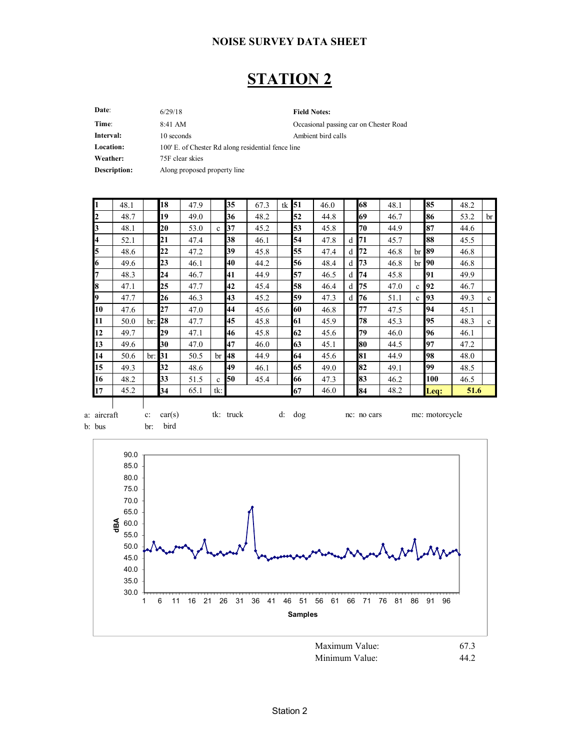## NOISE SURVEY DATA SHEET

# STATION 2

| | | | |
|---|---|---|---|
| **Date**: | 6/29/18 | **Field Notes:** | |
| **Time**: | 8:41 AM | Occasional passing car on Chester Road | |
| **Interval:** | 10 seconds | Ambient bird calls | |
| **Location:** | 100' E. of Chester Rd along residential fence line | | |
| **Weather:** | 75F clear skies | | |
| **Description:** | Along proposed property line | | |

| # | dBA | | # | dBA | | # | dBA | | # | dBA | | # | dBA | | # | dBA | |
|---|---|---|---|---|---|---|---|---|---|---|---|---|---|---|---|---|---|
| **1** | 48.1 | | **18** | 47.9 | | **35** | 67.3 | tk | **51** | 46.0 | | **68** | 48.1 | | **85** | 48.2 | |
| **2** | 48.7 | | **19** | 49.0 | | **36** | 48.2 | | **52** | 44.8 | | **69** | 46.7 | | **86** | 53.2 | br |
| **3** | 48.1 | | **20** | 53.0 | c | **37** | 45.2 | | **53** | 45.8 | | **70** | 44.9 | | **87** | 44.6 | |
| **4** | 52.1 | | **21** | 47.4 | | **38** | 46.1 | | **54** | 47.8 | d | **71** | 45.7 | | **88** | 45.5 | |
| **5** | 48.6 | | **22** | 47.2 | | **39** | 45.8 | | **55** | 47.4 | d | **72** | 46.8 | br | **89** | 46.8 | |
| **6** | 49.6 | | **23** | 46.1 | | **40** | 44.2 | | **56** | 48.4 | d | **73** | 46.8 | br | **90** | 46.8 | |
| **7** | 48.3 | | **24** | 46.7 | | **41** | 44.9 | | **57** | 46.5 | d | **74** | 45.8 | | **91** | 49.9 | |
| **8** | 47.1 | | **25** | 47.7 | | **42** | 45.4 | | **58** | 46.4 | d | **75** | 47.0 | c | **92** | 46.7 | |
| **9** | 47.7 | | **26** | 46.3 | | **43** | 45.2 | | **59** | 47.3 | d | **76** | 51.1 | c | **93** | 49.3 | c |
| **10** | 47.6 | | **27** | 47.0 | | **44** | 45.6 | | **60** | 46.8 | | **77** | 47.5 | | **94** | 45.1 | |
| **11** | 50.0 | br: | **28** | 47.7 | | **45** | 45.8 | | **61** | 45.9 | | **78** | 45.3 | | **95** | 48.3 | c |
| **12** | 49.7 | | **29** | 47.1 | | **46** | 45.8 | | **62** | 45.6 | | **79** | 46.0 | | **96** | 46.1 | |
| **13** | 49.6 | | **30** | 47.0 | | **47** | 46.0 | | **63** | 45.1 | | **80** | 44.5 | | **97** | 47.2 | |
| **14** | 50.6 | br: | **31** | 50.5 | br | **48** | 44.9 | | **64** | 45.6 | | **81** | 44.9 | | **98** | 48.0 | |
| **15** | 49.3 | | **32** | 48.6 | | **49** | 46.1 | | **65** | 49.0 | | **82** | 49.1 | | **99** | 48.5 | |
| **16** | 48.2 | | **33** | 51.5 | c | **50** | 45.4 | | **66** | 47.3 | | **83** | 46.2 | | **100** | 46.5 | |
| **17** | 45.2 | | **34** | 65.1 | tk: | | | | **67** | 46.0 | | **84** | 48.2 | | **Leq:** | **51.6** | |

a: aircraft c: car(s) tk: truck d: dog nc: no cars mc: motorcycle
b: bus br: bird

Maximum Value: 67.3
Minimum Value: 44.2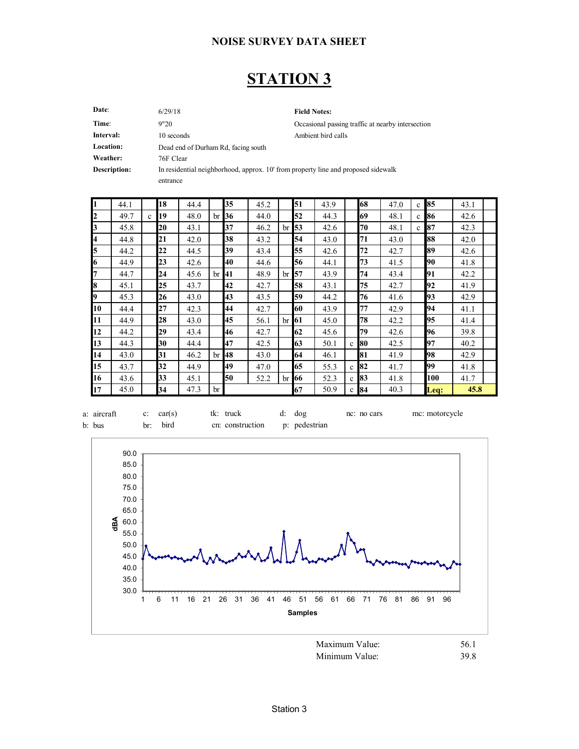## NOISE SURVEY DATA SHEET

# STATION 3

| | | | |
|---|---|---|---|
| **Date**: | 6/29/18 | **Field Notes:** | |
| **Time**: | 9"20 | Occasional passing traffic at nearby intersection | |
| **Interval:** | 10 seconds | Ambient bird calls | |
| **Location:** | Dead end of Durham Rd, facing south | | |
| **Weather:** | 76F Clear | | |
| **Description:** | In residential neighborhood, approx. 10' from property line and proposed sidewalk entrance | | |

| # | dBA | | # | dBA | | # | dBA | | # | dBA | | # | dBA | | # | dBA | |
|---|---|---|---|---|---|---|---|---|---|---|---|---|---|---|---|---|---|
| **1** | 44.1 | | **18** | 44.4 | | **35** | 45.2 | | **51** | 43.9 | | **68** | 47.0 | c | **85** | 43.1 | |
| **2** | 49.7 | c | **19** | 48.0 | br | **36** | 44.0 | | **52** | 44.3 | | **69** | 48.1 | c | **86** | 42.6 | |
| **3** | 45.8 | | **20** | 43.1 | | **37** | 46.2 | br | **53** | 42.6 | | **70** | 48.1 | c | **87** | 42.3 | |
| **4** | 44.8 | | **21** | 42.0 | | **38** | 43.2 | | **54** | 43.0 | | **71** | 43.0 | | **88** | 42.0 | |
| **5** | 44.2 | | **22** | 44.5 | | **39** | 43.4 | | **55** | 42.6 | | **72** | 42.7 | | **89** | 42.6 | |
| **6** | 44.9 | | **23** | 42.6 | | **40** | 44.6 | | **56** | 44.1 | | **73** | 41.5 | | **90** | 41.8 | |
| **7** | 44.7 | | **24** | 45.6 | br | **41** | 48.9 | br | **57** | 43.9 | | **74** | 43.4 | | **91** | 42.2 | |
| **8** | 45.1 | | **25** | 43.7 | | **42** | 42.7 | | **58** | 43.1 | | **75** | 42.7 | | **92** | 41.9 | |
| **9** | 45.3 | | **26** | 43.0 | | **43** | 43.5 | | **59** | 44.2 | | **76** | 41.6 | | **93** | 42.9 | |
| **10** | 44.4 | | **27** | 42.3 | | **44** | 42.7 | | **60** | 43.9 | | **77** | 42.9 | | **94** | 41.1 | |
| **11** | 44.9 | | **28** | 43.0 | | **45** | 56.1 | br | **61** | 45.0 | | **78** | 42.2 | | **95** | 41.4 | |
| **12** | 44.2 | | **29** | 43.4 | | **46** | 42.7 | | **62** | 45.6 | | **79** | 42.6 | | **96** | 39.8 | |
| **13** | 44.3 | | **30** | 44.4 | | **47** | 42.5 | | **63** | 50.1 | c | **80** | 42.5 | | **97** | 40.2 | |
| **14** | 43.0 | | **31** | 46.2 | br | **48** | 43.0 | | **64** | 46.1 | | **81** | 41.9 | | **98** | 42.9 | |
| **15** | 43.7 | | **32** | 44.9 | | **49** | 47.0 | | **65** | 55.3 | c | **82** | 41.7 | | **99** | 41.8 | |
| **16** | 43.6 | | **33** | 45.1 | | **50** | 52.2 | br | **66** | 52.3 | c | **83** | 41.8 | | **100** | 41.7 | |
| **17** | 45.0 | | **34** | 47.3 | br | | | | **67** | 50.9 | c | **84** | 40.3 | | **Leq:** | **45.8** | |

a: aircraft  c: car(s)  tk: truck  d: dog  nc: no cars  mc: motorcycle
b: bus  br: bird  cn: construction  p: pedestrian

Maximum Value: 56.1
Minimum Value: 39.8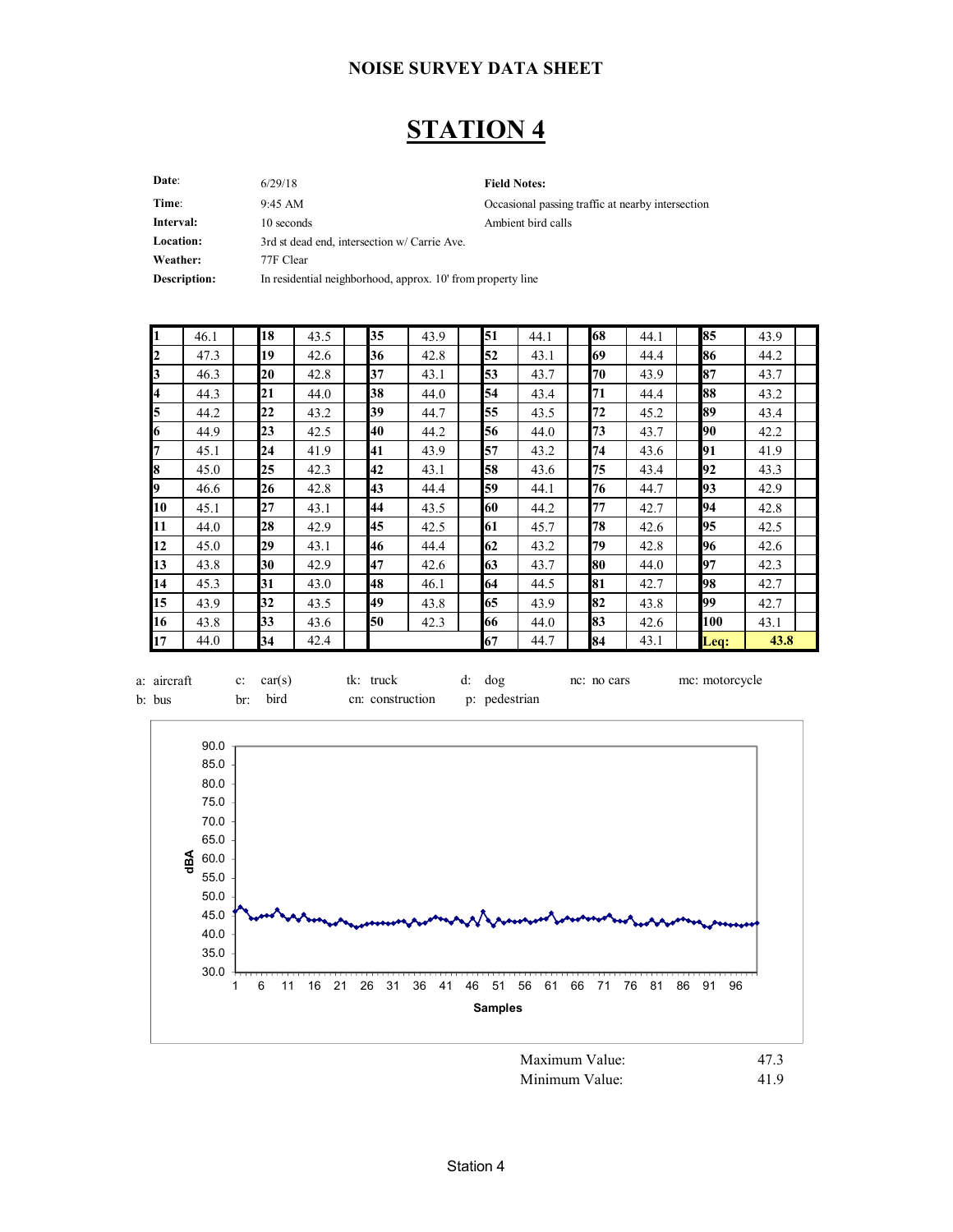## NOISE SURVEY DATA SHEET

# STATION 4

| | | | |
|---|---|---|---|
| **Date**: | 6/29/18 | **Field Notes:** | |
| **Time**: | 9:45 AM | Occasional passing traffic at nearby intersection | |
| **Interval:** | 10 seconds | Ambient bird calls | |
| **Location:** | 3rd st dead end, intersection w/ Carrie Ave. | | |
| **Weather:** | 77F Clear | | |
| **Description:** | In residential neighborhood, approx. 10' from property line | | |

| | | | | | | | | | | | | | | | | |
|---|---|---|---|---|---|---|---|---|---|---|---|---|---|---|---|---|
| **1** | 46.1 | | **18** | 43.5 | | **35** | 43.9 | | **51** | 44.1 | | **68** | 44.1 | | **85** | 43.9 |
| **2** | 47.3 | | **19** | 42.6 | | **36** | 42.8 | | **52** | 43.1 | | **69** | 44.4 | | **86** | 44.2 |
| **3** | 46.3 | | **20** | 42.8 | | **37** | 43.1 | | **53** | 43.7 | | **70** | 43.9 | | **87** | 43.7 |
| **4** | 44.3 | | **21** | 44.0 | | **38** | 44.0 | | **54** | 43.4 | | **71** | 44.4 | | **88** | 43.2 |
| **5** | 44.2 | | **22** | 43.2 | | **39** | 44.7 | | **55** | 43.5 | | **72** | 45.2 | | **89** | 43.4 |
| **6** | 44.9 | | **23** | 42.5 | | **40** | 44.2 | | **56** | 44.0 | | **73** | 43.7 | | **90** | 42.2 |
| **7** | 45.1 | | **24** | 41.9 | | **41** | 43.9 | | **57** | 43.2 | | **74** | 43.6 | | **91** | 41.9 |
| **8** | 45.0 | | **25** | 42.3 | | **42** | 43.1 | | **58** | 43.6 | | **75** | 43.4 | | **92** | 43.3 |
| **9** | 46.6 | | **26** | 42.8 | | **43** | 44.4 | | **59** | 44.1 | | **76** | 44.7 | | **93** | 42.9 |
| **10** | 45.1 | | **27** | 43.1 | | **44** | 43.5 | | **60** | 44.2 | | **77** | 42.7 | | **94** | 42.8 |
| **11** | 44.0 | | **28** | 42.9 | | **45** | 42.5 | | **61** | 45.7 | | **78** | 42.6 | | **95** | 42.5 |
| **12** | 45.0 | | **29** | 43.1 | | **46** | 44.4 | | **62** | 43.2 | | **79** | 42.8 | | **96** | 42.6 |
| **13** | 43.8 | | **30** | 42.9 | | **47** | 42.6 | | **63** | 43.7 | | **80** | 44.0 | | **97** | 42.3 |
| **14** | 45.3 | | **31** | 43.0 | | **48** | 46.1 | | **64** | 44.5 | | **81** | 42.7 | | **98** | 42.7 |
| **15** | 43.9 | | **32** | 43.5 | | **49** | 43.8 | | **65** | 43.9 | | **82** | 43.8 | | **99** | 42.7 |
| **16** | 43.8 | | **33** | 43.6 | | **50** | 42.3 | | **66** | 44.0 | | **83** | 42.6 | | **100** | 43.1 |
| **17** | 44.0 | | **34** | 42.4 | | | | | **67** | 44.7 | | **84** | 43.1 | | **Leq:** | **43.8** |

a: aircraft c: car(s) tk: truck d: dog nc: no cars mc: motorcycle
b: bus br: bird cn: construction p: pedestrian

Maximum Value: 47.3
Minimum Value: 41.9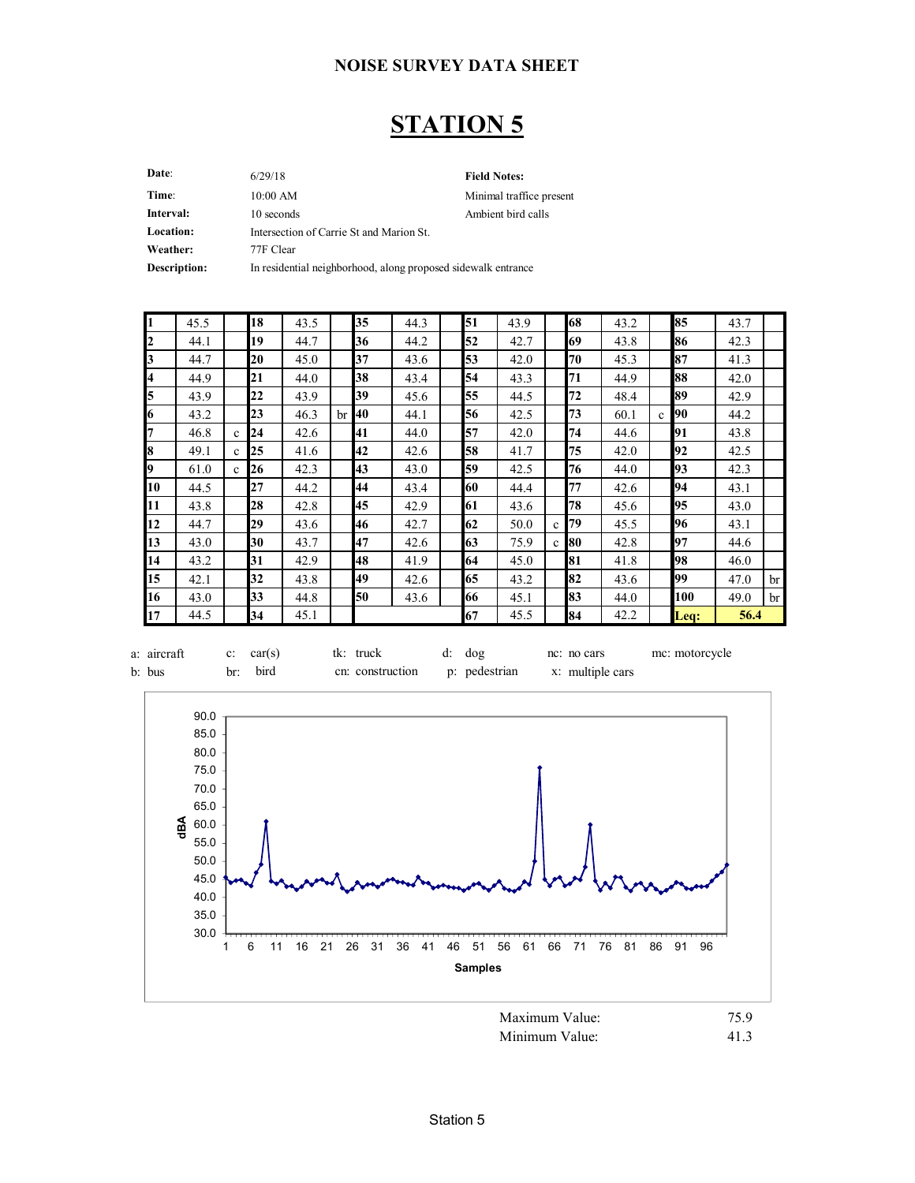## NOISE SURVEY DATA SHEET

# STATION 5

| | | | |
|---|---|---|---|
| **Date**: | 6/29/18 | **Field Notes:** | |
| **Time**: | 10:00 AM | Minimal traffice present | |
| **Interval:** | 10 seconds | Ambient bird calls | |
| **Location:** | Intersection of Carrie St and Marion St. | | |
| **Weather:** | 77F Clear | | |
| **Description:** | In residential neighborhood, along proposed sidewalk entrance | | |

| | | | | | | | | | | | | | | | | | |
|---|---|---|---|---|---|---|---|---|---|---|---|---|---|---|---|---|---|
| **1** | 45.5 | | **18** | 43.5 | | **35** | 44.3 | | **51** | 43.9 | | **68** | 43.2 | | **85** | 43.7 | |
| **2** | 44.1 | | **19** | 44.7 | | **36** | 44.2 | | **52** | 42.7 | | **69** | 43.8 | | **86** | 42.3 | |
| **3** | 44.7 | | **20** | 45.0 | | **37** | 43.6 | | **53** | 42.0 | | **70** | 45.3 | | **87** | 41.3 | |
| **4** | 44.9 | | **21** | 44.0 | | **38** | 43.4 | | **54** | 43.3 | | **71** | 44.9 | | **88** | 42.0 | |
| **5** | 43.9 | | **22** | 43.9 | | **39** | 45.6 | | **55** | 44.5 | | **72** | 48.4 | | **89** | 42.9 | |
| **6** | 43.2 | | **23** | 46.3 | br | **40** | 44.1 | | **56** | 42.5 | | **73** | 60.1 | c | **90** | 44.2 | |
| **7** | 46.8 | c | **24** | 42.6 | | **41** | 44.0 | | **57** | 42.0 | | **74** | 44.6 | | **91** | 43.8 | |
| **8** | 49.1 | c | **25** | 41.6 | | **42** | 42.6 | | **58** | 41.7 | | **75** | 42.0 | | **92** | 42.5 | |
| **9** | 61.0 | c | **26** | 42.3 | | **43** | 43.0 | | **59** | 42.5 | | **76** | 44.0 | | **93** | 42.3 | |
| **10** | 44.5 | | **27** | 44.2 | | **44** | 43.4 | | **60** | 44.4 | | **77** | 42.6 | | **94** | 43.1 | |
| **11** | 43.8 | | **28** | 42.8 | | **45** | 42.9 | | **61** | 43.6 | | **78** | 45.6 | | **95** | 43.0 | |
| **12** | 44.7 | | **29** | 43.6 | | **46** | 42.7 | | **62** | 50.0 | c | **79** | 45.5 | | **96** | 43.1 | |
| **13** | 43.0 | | **30** | 43.7 | | **47** | 42.6 | | **63** | 75.9 | c | **80** | 42.8 | | **97** | 44.6 | |
| **14** | 43.2 | | **31** | 42.9 | | **48** | 41.9 | | **64** | 45.0 | | **81** | 41.8 | | **98** | 46.0 | |
| **15** | 42.1 | | **32** | 43.8 | | **49** | 42.6 | | **65** | 43.2 | | **82** | 43.6 | | **99** | 47.0 | br |
| **16** | 43.0 | | **33** | 44.8 | | **50** | 43.6 | | **66** | 45.1 | | **83** | 44.0 | | **100** | 49.0 | br |
| **17** | 44.5 | | **34** | 45.1 | | | | | **67** | 45.5 | | **84** | 42.2 | | **Leq:** | **56.4** | |

a: aircraft   c: car(s)   tk: truck   d: dog   nc: no cars   mc: motorcycle
b: bus   br: bird   cn: construction   p: pedestrian   x: multiple cars

Maximum Value: 75.9
Minimum Value: 41.3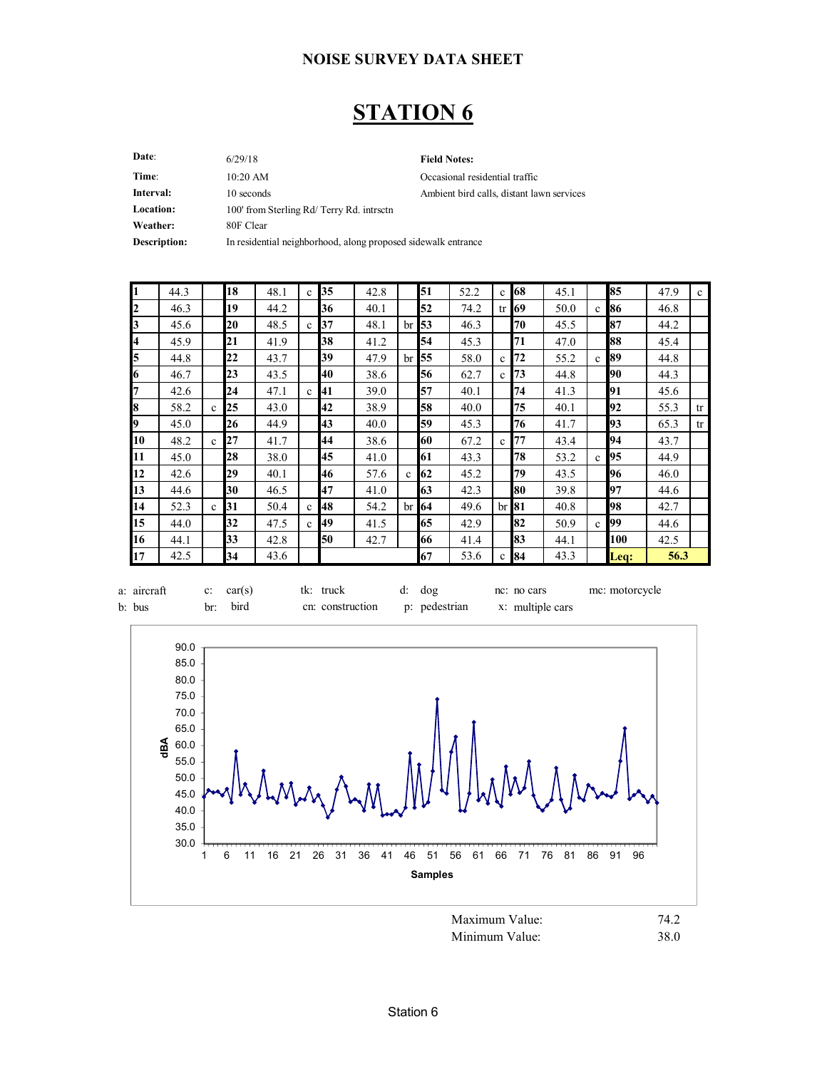## NOISE SURVEY DATA SHEET

# STATION 6

| | | | |
|---|---|---|---|
| **Date**: | 6/29/18 | **Field Notes:** | |
| **Time**: | 10:20 AM | Occasional residential traffic | |
| **Interval:** | 10 seconds | Ambient bird calls, distant lawn services | |
| **Location:** | 100' from Sterling Rd/ Terry Rd. intrsctn | | |
| **Weather:** | 80F Clear | | |
| **Description:** | In residential neighborhood, along proposed sidewalk entrance | | |

| | | | | | | | | | | | | | | | | | |
|---|---|---|---|---|---|---|---|---|---|---|---|---|---|---|---|---|---|
| **1** | 44.3 | | **18** | 48.1 | c | **35** | 42.8 | | **51** | 52.2 | c | **68** | 45.1 | | **85** | 47.9 | c |
| **2** | 46.3 | | **19** | 44.2 | | **36** | 40.1 | | **52** | 74.2 | tr | **69** | 50.0 | c | **86** | 46.8 | |
| **3** | 45.6 | | **20** | 48.5 | c | **37** | 48.1 | br | **53** | 46.3 | | **70** | 45.5 | | **87** | 44.2 | |
| **4** | 45.9 | | **21** | 41.9 | | **38** | 41.2 | | **54** | 45.3 | | **71** | 47.0 | | **88** | 45.4 | |
| **5** | 44.8 | | **22** | 43.7 | | **39** | 47.9 | br | **55** | 58.0 | c | **72** | 55.2 | c | **89** | 44.8 | |
| **6** | 46.7 | | **23** | 43.5 | | **40** | 38.6 | | **56** | 62.7 | c | **73** | 44.8 | | **90** | 44.3 | |
| **7** | 42.6 | | **24** | 47.1 | c | **41** | 39.0 | | **57** | 40.1 | | **74** | 41.3 | | **91** | 45.6 | |
| **8** | 58.2 | c | **25** | 43.0 | | **42** | 38.9 | | **58** | 40.0 | | **75** | 40.1 | | **92** | 55.3 | tr |
| **9** | 45.0 | | **26** | 44.9 | | **43** | 40.0 | | **59** | 45.3 | | **76** | 41.7 | | **93** | 65.3 | tr |
| **10** | 48.2 | c | **27** | 41.7 | | **44** | 38.6 | | **60** | 67.2 | c | **77** | 43.4 | | **94** | 43.7 | |
| **11** | 45.0 | | **28** | 38.0 | | **45** | 41.0 | | **61** | 43.3 | | **78** | 53.2 | c | **95** | 44.9 | |
| **12** | 42.6 | | **29** | 40.1 | | **46** | 57.6 | c | **62** | 45.2 | | **79** | 43.5 | | **96** | 46.0 | |
| **13** | 44.6 | | **30** | 46.5 | | **47** | 41.0 | | **63** | 42.3 | | **80** | 39.8 | | **97** | 44.6 | |
| **14** | 52.3 | c | **31** | 50.4 | c | **48** | 54.2 | br | **64** | 49.6 | br | **81** | 40.8 | | **98** | 42.7 | |
| **15** | 44.0 | | **32** | 47.5 | c | **49** | 41.5 | | **65** | 42.9 | | **82** | 50.9 | c | **99** | 44.6 | |
| **16** | 44.1 | | **33** | 42.8 | | **50** | 42.7 | | **66** | 41.4 | | **83** | 44.1 | | **100** | 42.5 | |
| **17** | 42.5 | | **34** | 43.6 | | | | | **67** | 53.6 | c | **84** | 43.3 | | **Leq:** | **56.3** | |

a: aircraft  c: car(s)  tk: truck  d: dog  nc: no cars  mc: motorcycle
b: bus  br: bird  cn: construction  p: pedestrian  x: multiple cars

Maximum Value: 74.2
Minimum Value: 38.0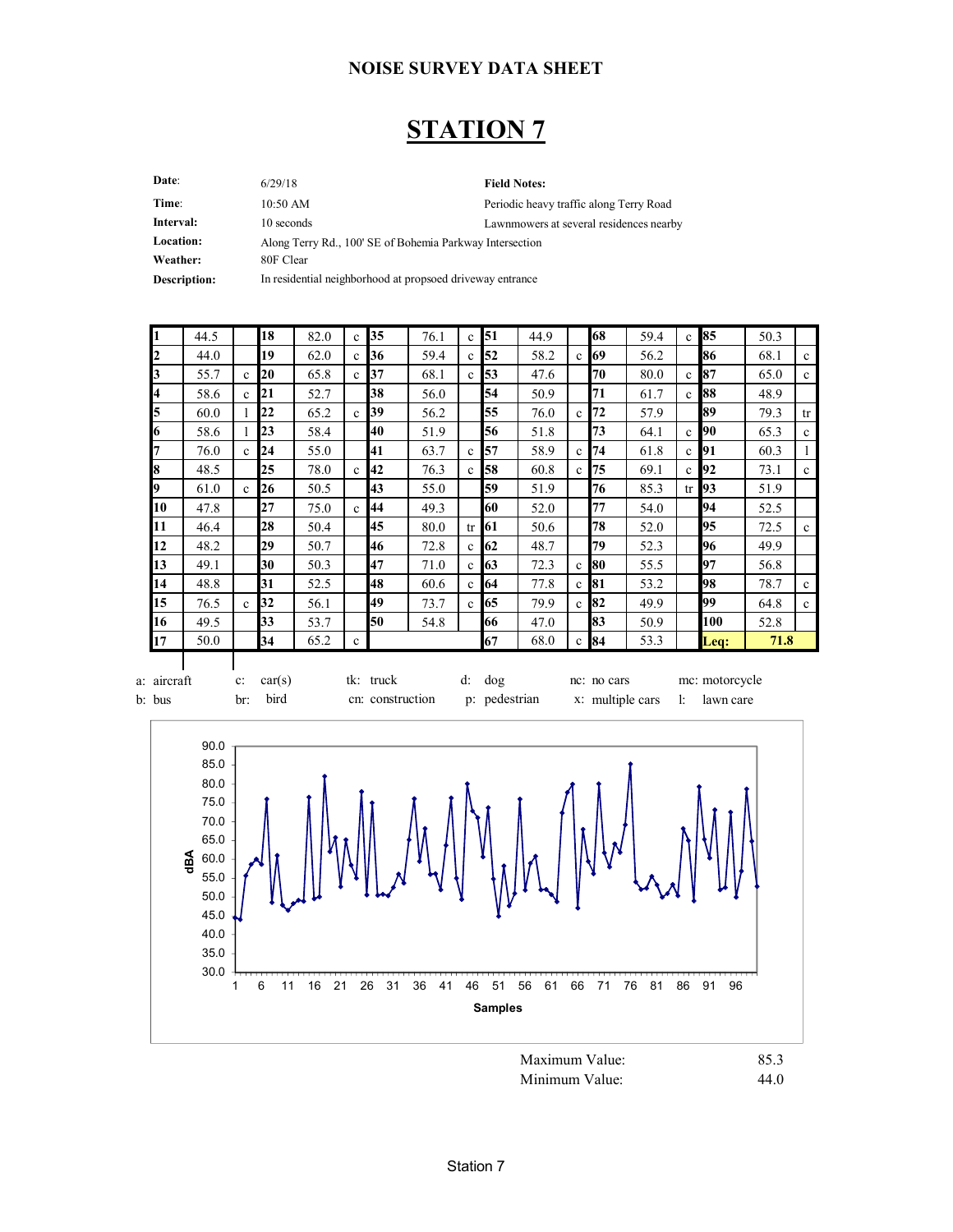## NOISE SURVEY DATA SHEET

# STATION 7

| | | | |
|---|---|---|---|
| **Date**: | 6/29/18 | **Field Notes:** | |
| **Time**: | 10:50 AM | Periodic heavy traffic along Terry Road | |
| **Interval:** | 10 seconds | Lawnmowers at several residences nearby | |
| **Location:** | Along Terry Rd., 100' SE of Bohemia Parkway Intersection | | |
| **Weather:** | 80F Clear | | |
| **Description:** | In residential neighborhood at propsoed driveway entrance | | |

| # | dBA | | # | dBA | | # | dBA | | # | dBA | | # | dBA | | # | dBA | |
|---|---|---|---|---|---|---|---|---|---|---|---|---|---|---|---|---|---|
| **1** | 44.5 | | **18** | 82.0 | c | **35** | 76.1 | c | **51** | 44.9 | | **68** | 59.4 | c | **85** | 50.3 | |
| **2** | 44.0 | | **19** | 62.0 | c | **36** | 59.4 | c | **52** | 58.2 | c | **69** | 56.2 | | **86** | 68.1 | c |
| **3** | 55.7 | c | **20** | 65.8 | c | **37** | 68.1 | c | **53** | 47.6 | | **70** | 80.0 | c | **87** | 65.0 | c |
| **4** | 58.6 | c | **21** | 52.7 | | **38** | 56.0 | | **54** | 50.9 | | **71** | 61.7 | c | **88** | 48.9 | |
| **5** | 60.0 | l | **22** | 65.2 | c | **39** | 56.2 | | **55** | 76.0 | c | **72** | 57.9 | | **89** | 79.3 | tr |
| **6** | 58.6 | l | **23** | 58.4 | | **40** | 51.9 | | **56** | 51.8 | | **73** | 64.1 | c | **90** | 65.3 | c |
| **7** | 76.0 | c | **24** | 55.0 | | **41** | 63.7 | c | **57** | 58.9 | c | **74** | 61.8 | c | **91** | 60.3 | l |
| **8** | 48.5 | | **25** | 78.0 | c | **42** | 76.3 | c | **58** | 60.8 | c | **75** | 69.1 | c | **92** | 73.1 | c |
| **9** | 61.0 | c | **26** | 50.5 | | **43** | 55.0 | | **59** | 51.9 | | **76** | 85.3 | tr | **93** | 51.9 | |
| **10** | 47.8 | | **27** | 75.0 | c | **44** | 49.3 | | **60** | 52.0 | | **77** | 54.0 | | **94** | 52.5 | |
| **11** | 46.4 | | **28** | 50.4 | | **45** | 80.0 | tr | **61** | 50.6 | | **78** | 52.0 | | **95** | 72.5 | c |
| **12** | 48.2 | | **29** | 50.7 | | **46** | 72.8 | c | **62** | 48.7 | | **79** | 52.3 | | **96** | 49.9 | |
| **13** | 49.1 | | **30** | 50.3 | | **47** | 71.0 | c | **63** | 72.3 | c | **80** | 55.5 | | **97** | 56.8 | |
| **14** | 48.8 | | **31** | 52.5 | | **48** | 60.6 | c | **64** | 77.8 | c | **81** | 53.2 | | **98** | 78.7 | c |
| **15** | 76.5 | c | **32** | 56.1 | | **49** | 73.7 | c | **65** | 79.9 | c | **82** | 49.9 | | **99** | 64.8 | c |
| **16** | 49.5 | | **33** | 53.7 | | **50** | 54.8 | | **66** | 47.0 | | **83** | 50.9 | | **100** | 52.8 | |
| **17** | 50.0 | | **34** | 65.2 | c | | | | **67** | 68.0 | c | **84** | 53.3 | | **Leq:** | **71.8** | |

a: aircraft  c: car(s)  tk: truck  d: dog  nc: no cars  mc: motorcycle
b: bus  br: bird  cn: construction  p: pedestrian  x: multiple cars  l: lawn care

Maximum Value: 85.3
Minimum Value: 44.0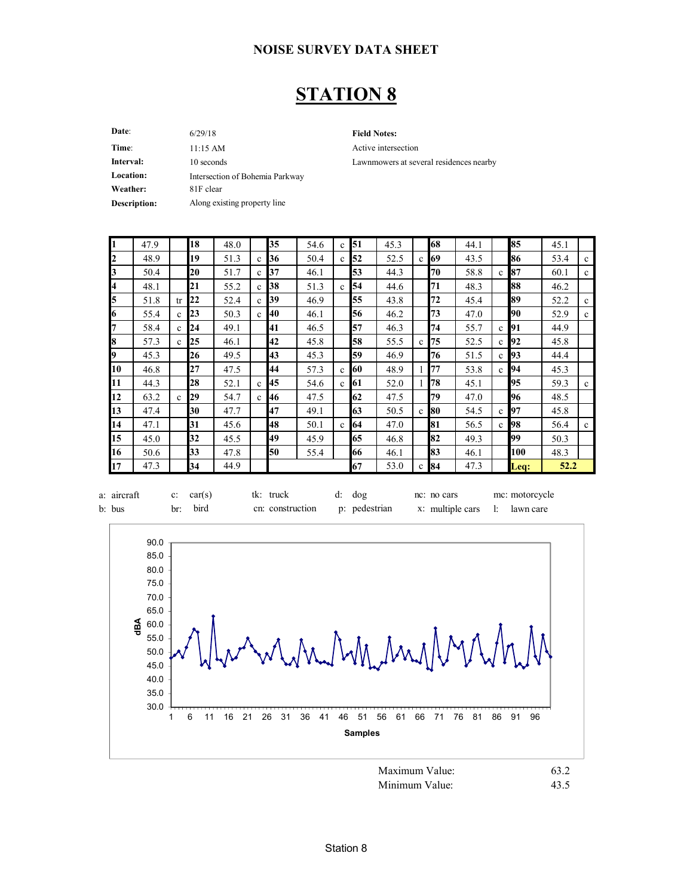## NOISE SURVEY DATA SHEET

# STATION 8

| | | | |
|---|---|---|---|
| **Date**: | 6/29/18 | **Field Notes:** | |
| **Time**: | 11:15 AM | Active intersection | |
| **Interval:** | 10 seconds | Lawnmowers at several residences nearby | |
| **Location:** | Intersection of Bohemia Parkway | | |
| **Weather:** | 81F clear | | |
| **Description:** | Along existing property line | | |

| | | | | | | | | | | | | | | | | | |
|---|---|---|---|---|---|---|---|---|---|---|---|---|---|---|---|---|---|
| **1** | 47.9 | | **18** | 48.0 | | **35** | 54.6 | c | **51** | 45.3 | | **68** | 44.1 | | **85** | 45.1 | |
| **2** | 48.9 | | **19** | 51.3 | c | **36** | 50.4 | c | **52** | 52.5 | c | **69** | 43.5 | | **86** | 53.4 | c |
| **3** | 50.4 | | **20** | 51.7 | c | **37** | 46.1 | | **53** | 44.3 | | **70** | 58.8 | c | **87** | 60.1 | c |
| **4** | 48.1 | | **21** | 55.2 | c | **38** | 51.3 | c | **54** | 44.6 | | **71** | 48.3 | | **88** | 46.2 | |
| **5** | 51.8 | tr | **22** | 52.4 | c | **39** | 46.9 | | **55** | 43.8 | | **72** | 45.4 | | **89** | 52.2 | c |
| **6** | 55.4 | c | **23** | 50.3 | c | **40** | 46.1 | | **56** | 46.2 | | **73** | 47.0 | | **90** | 52.9 | c |
| **7** | 58.4 | c | **24** | 49.1 | | **41** | 46.5 | | **57** | 46.3 | | **74** | 55.7 | c | **91** | 44.9 | |
| **8** | 57.3 | c | **25** | 46.1 | | **42** | 45.8 | | **58** | 55.5 | c | **75** | 52.5 | c | **92** | 45.8 | |
| **9** | 45.3 | | **26** | 49.5 | | **43** | 45.3 | | **59** | 46.9 | | **76** | 51.5 | c | **93** | 44.4 | |
| **10** | 46.8 | | **27** | 47.5 | | **44** | 57.3 | c | **60** | 48.9 | l | **77** | 53.8 | c | **94** | 45.3 | |
| **11** | 44.3 | | **28** | 52.1 | c | **45** | 54.6 | c | **61** | 52.0 | l | **78** | 45.1 | | **95** | 59.3 | c |
| **12** | 63.2 | c | **29** | 54.7 | c | **46** | 47.5 | | **62** | 47.5 | | **79** | 47.0 | | **96** | 48.5 | |
| **13** | 47.4 | | **30** | 47.7 | | **47** | 49.1 | | **63** | 50.5 | c | **80** | 54.5 | c | **97** | 45.8 | |
| **14** | 47.1 | | **31** | 45.6 | | **48** | 50.1 | c | **64** | 47.0 | | **81** | 56.5 | c | **98** | 56.4 | c |
| **15** | 45.0 | | **32** | 45.5 | | **49** | 45.9 | | **65** | 46.8 | | **82** | 49.3 | | **99** | 50.3 | |
| **16** | 50.6 | | **33** | 47.8 | | **50** | 55.4 | | **66** | 46.1 | | **83** | 46.1 | | **100** | 48.3 | |
| **17** | 47.3 | | **34** | 44.9 | | | | | **67** | 53.0 | c | **84** | 47.3 | | **Leq:** | **52.2** | |

a: aircraft  c: car(s)  tk: truck  d: dog  nc: no cars  mc: motorcycle
b: bus  br: bird  cn: construction  p: pedestrian  x: multiple cars  l: lawn care

Maximum Value: 63.2
Minimum Value: 43.5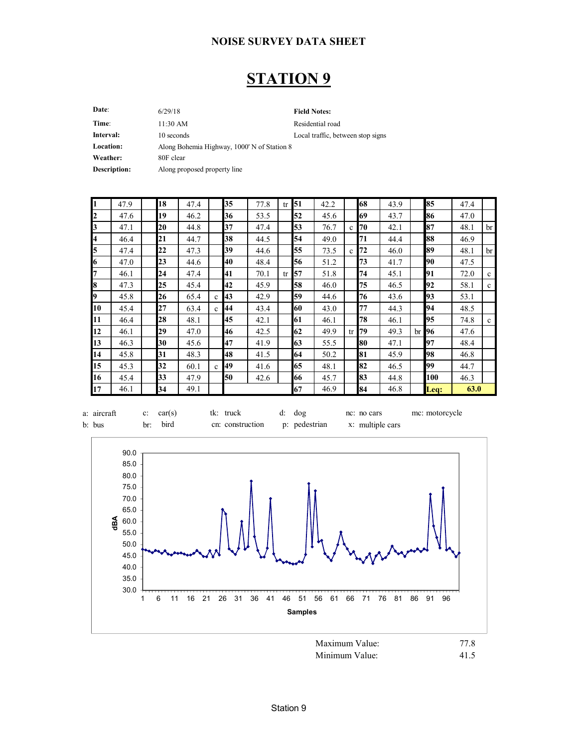### NOISE SURVEY DATA SHEET

# STATION 9

| | | | |
|---|---|---|---|
| **Date**: | 6/29/18 | **Field Notes:** | |
| **Time**: | 11:30 AM | Residential road | |
| **Interval:** | 10 seconds | Local traffic, between stop signs | |
| **Location:** | Along Bohemia Highway, 1000' N of Station 8 | | |
| **Weather:** | 80F clear | | |
| **Description:** | Along proposed property line | | |

| # | dBA | | # | dBA | | # | dBA | | # | dBA | | # | dBA | | # | dBA | |
|---|---|---|---|---|---|---|---|---|---|---|---|---|---|---|---|---|---|
| **1** | 47.9 | | **18** | 47.4 | | **35** | 77.8 | tr | **51** | 42.2 | | **68** | 43.9 | | **85** | 47.4 | |
| **2** | 47.6 | | **19** | 46.2 | | **36** | 53.5 | | **52** | 45.6 | | **69** | 43.7 | | **86** | 47.0 | |
| **3** | 47.1 | | **20** | 44.8 | | **37** | 47.4 | | **53** | 76.7 | c | **70** | 42.1 | | **87** | 48.1 | br |
| **4** | 46.4 | | **21** | 44.7 | | **38** | 44.5 | | **54** | 49.0 | | **71** | 44.4 | | **88** | 46.9 | |
| **5** | 47.4 | | **22** | 47.3 | | **39** | 44.6 | | **55** | 73.5 | c | **72** | 46.0 | | **89** | 48.1 | br |
| **6** | 47.0 | | **23** | 44.6 | | **40** | 48.4 | | **56** | 51.2 | | **73** | 41.7 | | **90** | 47.5 | |
| **7** | 46.1 | | **24** | 47.4 | | **41** | 70.1 | tr | **57** | 51.8 | | **74** | 45.1 | | **91** | 72.0 | c |
| **8** | 47.3 | | **25** | 45.4 | | **42** | 45.9 | | **58** | 46.0 | | **75** | 46.5 | | **92** | 58.1 | c |
| **9** | 45.8 | | **26** | 65.4 | c | **43** | 42.9 | | **59** | 44.6 | | **76** | 43.6 | | **93** | 53.1 | |
| **10** | 45.4 | | **27** | 63.4 | c | **44** | 43.4 | | **60** | 43.0 | | **77** | 44.3 | | **94** | 48.5 | |
| **11** | 46.4 | | **28** | 48.1 | | **45** | 42.1 | | **61** | 46.1 | | **78** | 46.1 | | **95** | 74.8 | c |
| **12** | 46.1 | | **29** | 47.0 | | **46** | 42.5 | | **62** | 49.9 | tr | **79** | 49.3 | br | **96** | 47.6 | |
| **13** | 46.3 | | **30** | 45.6 | | **47** | 41.9 | | **63** | 55.5 | | **80** | 47.1 | | **97** | 48.4 | |
| **14** | 45.8 | | **31** | 48.3 | | **48** | 41.5 | | **64** | 50.2 | | **81** | 45.9 | | **98** | 46.8 | |
| **15** | 45.3 | | **32** | 60.1 | c | **49** | 41.6 | | **65** | 48.1 | | **82** | 46.5 | | **99** | 44.7 | |
| **16** | 45.4 | | **33** | 47.9 | | **50** | 42.6 | | **66** | 45.7 | | **83** | 44.8 | | **100** | 46.3 | |
| **17** | 46.1 | | **34** | 49.1 | | | | | **67** | 46.9 | | **84** | 46.8 | | **Leq:** | **63.0** | |

a: aircraft  c: car(s)  tk: truck  d: dog  nc: no cars  mc: motorcycle
b: bus  br: bird  cn: construction  p: pedestrian  x: multiple cars

Maximum Value: 77.8
Minimum Value: 41.5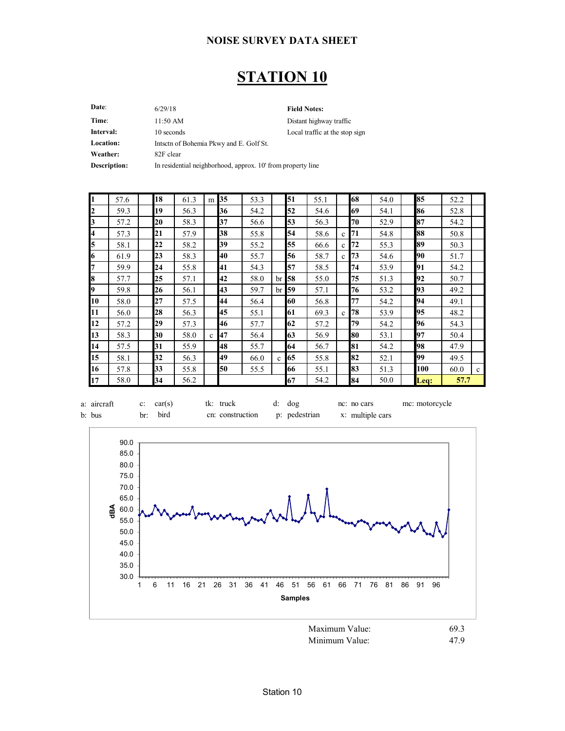## NOISE SURVEY DATA SHEET

# STATION 10

| | | | |
|---|---|---|---|
| **Date**: | 6/29/18 | **Field Notes:** | |
| **Time**: | 11:50 AM | Distant highway traffic | |
| **Interval:** | 10 seconds | Local traffic at the stop sign | |
| **Location:** | Intsctn of Bohemia Pkwy and E. Golf St. | | |
| **Weather:** | 82F clear | | |
| **Description:** | In residential neighborhood, approx. 10' from property line | | |

| # | dBA | | # | dBA | | # | dBA | | # | dBA | | # | dBA | | # | dBA | |
|---|---|---|---|---|---|---|---|---|---|---|---|---|---|---|---|---|---|
| **1** | 57.6 | | **18** | 61.3 | m | **35** | 53.3 | | **51** | 55.1 | | **68** | 54.0 | | **85** | 52.2 | |
| **2** | 59.3 | | **19** | 56.3 | | **36** | 54.2 | | **52** | 54.6 | | **69** | 54.1 | | **86** | 52.8 | |
| **3** | 57.2 | | **20** | 58.3 | | **37** | 56.6 | | **53** | 56.3 | | **70** | 52.9 | | **87** | 54.2 | |
| **4** | 57.3 | | **21** | 57.9 | | **38** | 55.8 | | **54** | 58.6 | c | **71** | 54.8 | | **88** | 50.8 | |
| **5** | 58.1 | | **22** | 58.2 | | **39** | 55.2 | | **55** | 66.6 | c | **72** | 55.3 | | **89** | 50.3 | |
| **6** | 61.9 | | **23** | 58.3 | | **40** | 55.7 | | **56** | 58.7 | c | **73** | 54.6 | | **90** | 51.7 | |
| **7** | 59.9 | | **24** | 55.8 | | **41** | 54.3 | | **57** | 58.5 | | **74** | 53.9 | | **91** | 54.2 | |
| **8** | 57.7 | | **25** | 57.1 | | **42** | 58.0 | br | **58** | 55.0 | | **75** | 51.3 | | **92** | 50.7 | |
| **9** | 59.8 | | **26** | 56.1 | | **43** | 59.7 | br | **59** | 57.1 | | **76** | 53.2 | | **93** | 49.2 | |
| **10** | 58.0 | | **27** | 57.5 | | **44** | 56.4 | | **60** | 56.8 | | **77** | 54.2 | | **94** | 49.1 | |
| **11** | 56.0 | | **28** | 56.3 | | **45** | 55.1 | | **61** | 69.3 | c | **78** | 53.9 | | **95** | 48.2 | |
| **12** | 57.2 | | **29** | 57.3 | | **46** | 57.7 | | **62** | 57.2 | | **79** | 54.2 | | **96** | 54.3 | |
| **13** | 58.3 | | **30** | 58.0 | c | **47** | 56.4 | | **63** | 56.9 | | **80** | 53.1 | | **97** | 50.4 | |
| **14** | 57.5 | | **31** | 55.9 | | **48** | 55.7 | | **64** | 56.7 | | **81** | 54.2 | | **98** | 47.9 | |
| **15** | 58.1 | | **32** | 56.3 | | **49** | 66.0 | c | **65** | 55.8 | | **82** | 52.1 | | **99** | 49.5 | |
| **16** | 57.8 | | **33** | 55.8 | | **50** | 55.5 | | **66** | 55.1 | | **83** | 51.3 | | **100** | 60.0 | c |
| **17** | 58.0 | | **34** | 56.2 | | | | | **67** | 54.2 | | **84** | 50.0 | | **Leq:** | **57.7** | |

a: aircraft c: car(s) tk: truck d: dog nc: no cars mc: motorcycle
b: bus br: bird cn: construction p: pedestrian x: multiple cars

Maximum Value: 69.3
Minimum Value: 47.9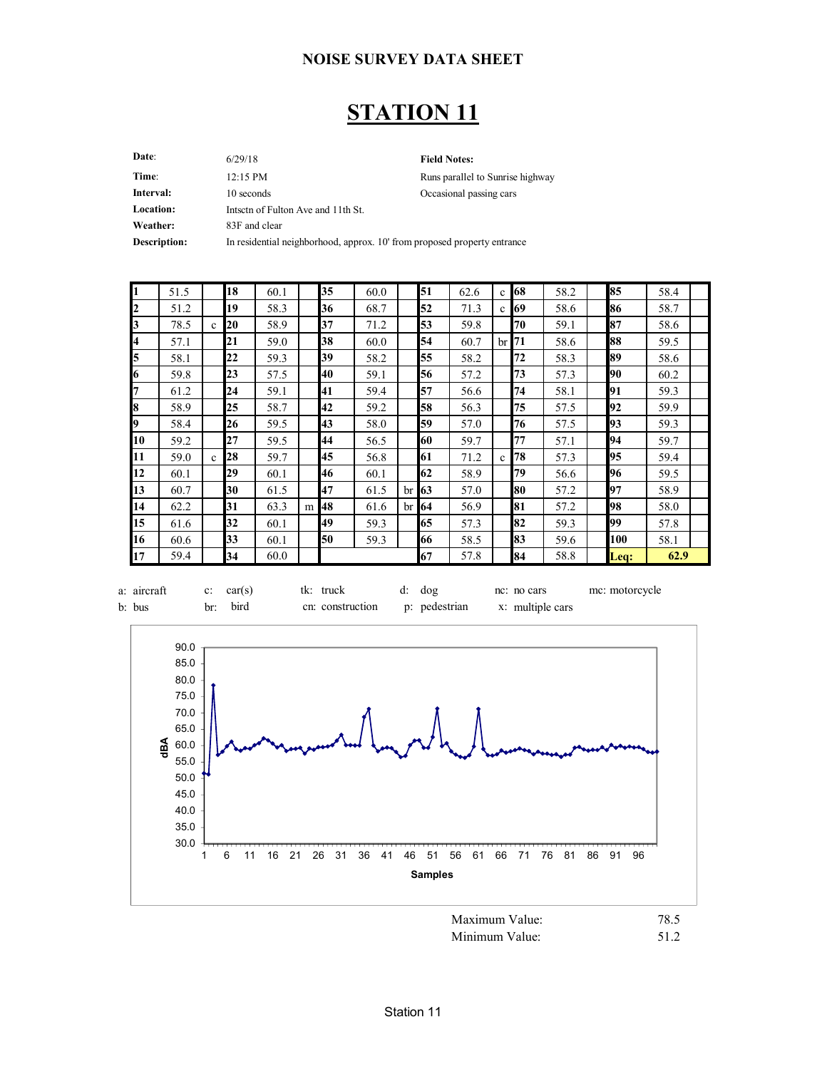**NOISE SURVEY DATA SHEET**

# STATION 11

| | | | |
|---|---|---|---|
| **Date**: | 6/29/18 | **Field Notes:** | |
| **Time**: | 12:15 PM | Runs parallel to Sunrise highway | |
| **Interval:** | 10 seconds | Occasional passing cars | |
| **Location:** | Intsctn of Fulton Ave and 11th St. | | |
| **Weather:** | 83F and clear | | |
| **Description:** | In residential neighborhood, approx. 10' from proposed property entrance | | |

| | | | | | | | | | | | | | | | | | |
|---|---|---|---|---|---|---|---|---|---|---|---|---|---|---|---|---|---|
| **1** | 51.5 | | **18** | 60.1 | | **35** | 60.0 | | **51** | 62.6 | c | **68** | 58.2 | | **85** | 58.4 | |
| **2** | 51.2 | | **19** | 58.3 | | **36** | 68.7 | | **52** | 71.3 | c | **69** | 58.6 | | **86** | 58.7 | |
| **3** | 78.5 | c | **20** | 58.9 | | **37** | 71.2 | | **53** | 59.8 | | **70** | 59.1 | | **87** | 58.6 | |
| **4** | 57.1 | | **21** | 59.0 | | **38** | 60.0 | | **54** | 60.7 | br | **71** | 58.6 | | **88** | 59.5 | |
| **5** | 58.1 | | **22** | 59.3 | | **39** | 58.2 | | **55** | 58.2 | | **72** | 58.3 | | **89** | 58.6 | |
| **6** | 59.8 | | **23** | 57.5 | | **40** | 59.1 | | **56** | 57.2 | | **73** | 57.3 | | **90** | 60.2 | |
| **7** | 61.2 | | **24** | 59.1 | | **41** | 59.4 | | **57** | 56.6 | | **74** | 58.1 | | **91** | 59.3 | |
| **8** | 58.9 | | **25** | 58.7 | | **42** | 59.2 | | **58** | 56.3 | | **75** | 57.5 | | **92** | 59.9 | |
| **9** | 58.4 | | **26** | 59.5 | | **43** | 58.0 | | **59** | 57.0 | | **76** | 57.5 | | **93** | 59.3 | |
| **10** | 59.2 | | **27** | 59.5 | | **44** | 56.5 | | **60** | 59.7 | | **77** | 57.1 | | **94** | 59.7 | |
| **11** | 59.0 | c | **28** | 59.7 | | **45** | 56.8 | | **61** | 71.2 | c | **78** | 57.3 | | **95** | 59.4 | |
| **12** | 60.1 | | **29** | 60.1 | | **46** | 60.1 | | **62** | 58.9 | | **79** | 56.6 | | **96** | 59.5 | |
| **13** | 60.7 | | **30** | 61.5 | | **47** | 61.5 | br | **63** | 57.0 | | **80** | 57.2 | | **97** | 58.9 | |
| **14** | 62.2 | | **31** | 63.3 | m | **48** | 61.6 | br | **64** | 56.9 | | **81** | 57.2 | | **98** | 58.0 | |
| **15** | 61.6 | | **32** | 60.1 | | **49** | 59.3 | | **65** | 57.3 | | **82** | 59.3 | | **99** | 57.8 | |
| **16** | 60.6 | | **33** | 60.1 | | **50** | 59.3 | | **66** | 58.5 | | **83** | 59.6 | | **100** | 58.1 | |
| **17** | 59.4 | | **34** | 60.0 | | | | | **67** | 57.8 | | **84** | 58.8 | | **Leq:** | **62.9** | |

a: aircraft &nbsp; c: car(s) &nbsp; tk: truck &nbsp; d: dog &nbsp; nc: no cars &nbsp; mc: motorcycle
b: bus &nbsp; br: bird &nbsp; cn: construction &nbsp; p: pedestrian &nbsp; x: multiple cars

| | |
|---|---|
| Maximum Value: | 78.5 |
| Minimum Value: | 51.2 |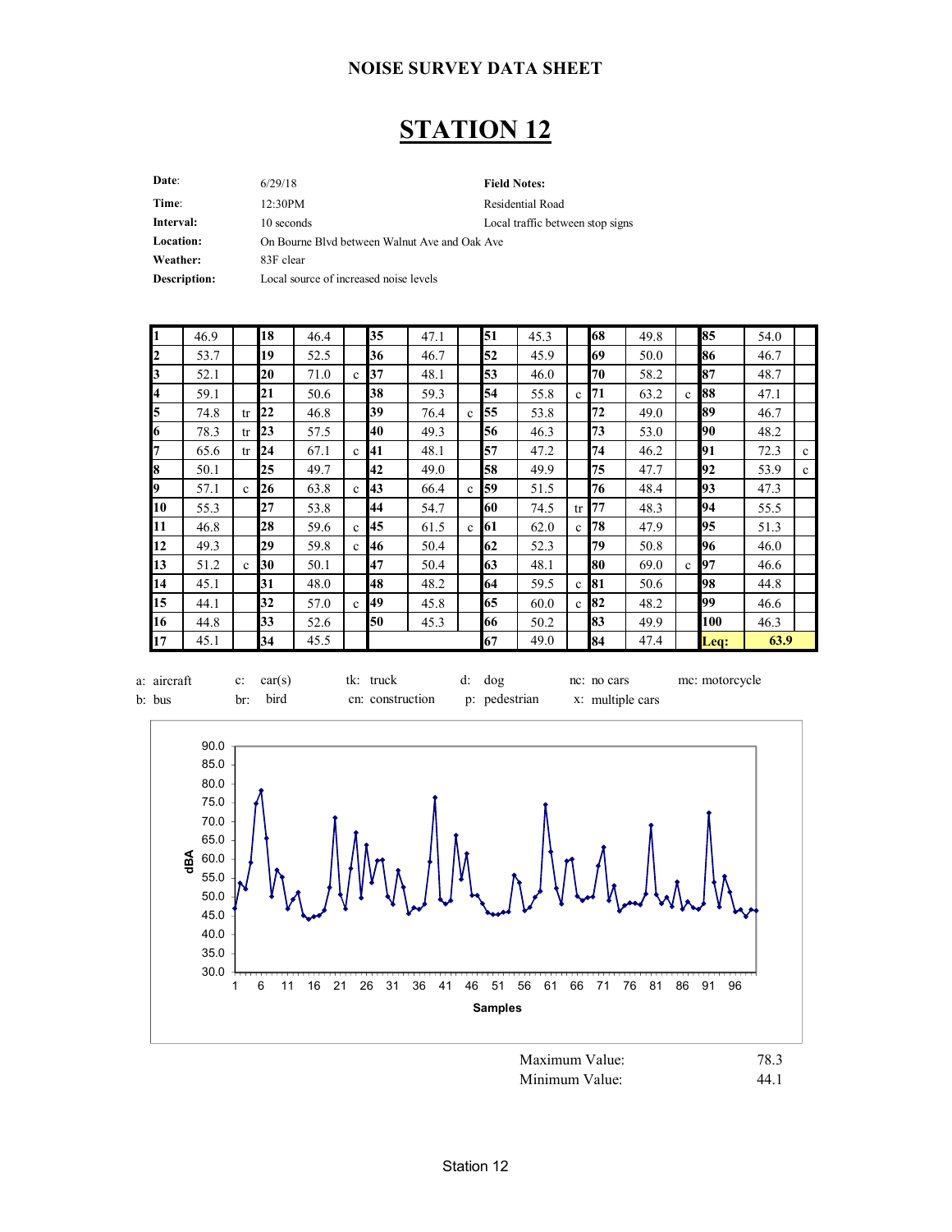## NOISE SURVEY DATA SHEET

# STATION 12

| | | | |
|---|---|---|---|
| **Date**: | 6/29/18 | **Field Notes:** | |
| **Time**: | 12:30PM | Residential Road | |
| **Interval:** | 10 seconds | Local traffic between stop signs | |
| **Location:** | On Bourne Blvd between Walnut Ave and Oak Ave | | |
| **Weather:** | 83F clear | | |
| **Description:** | Local source of increased noise levels | | |

| | | | | | | | | | | | | | | | | | | | | | | | |
|---|---|---|---|---|---|---|---|---|---|---|---|---|---|---|---|---|---|---|---|---|---|---|---|
| **1** | 46.9 | | **18** | 46.4 | | **35** | 47.1 | | **51** | 45.3 | | **68** | 49.8 | | **85** | 54.0 | |
| **2** | 53.7 | | **19** | 52.5 | | **36** | 46.7 | | **52** | 45.9 | | **69** | 50.0 | | **86** | 46.7 | |
| **3** | 52.1 | | **20** | 71.0 | c | **37** | 48.1 | | **53** | 46.0 | | **70** | 58.2 | | **87** | 48.7 | |
| **4** | 59.1 | | **21** | 50.6 | | **38** | 59.3 | | **54** | 55.8 | c | **71** | 63.2 | c | **88** | 47.1 | |
| **5** | 74.8 | tr | **22** | 46.8 | | **39** | 76.4 | c | **55** | 53.8 | | **72** | 49.0 | | **89** | 46.7 | |
| **6** | 78.3 | tr | **23** | 57.5 | | **40** | 49.3 | | **56** | 46.3 | | **73** | 53.0 | | **90** | 48.2 | |
| **7** | 65.6 | tr | **24** | 67.1 | c | **41** | 48.1 | | **57** | 47.2 | | **74** | 46.2 | | **91** | 72.3 | c |
| **8** | 50.1 | | **25** | 49.7 | | **42** | 49.0 | | **58** | 49.9 | | **75** | 47.7 | | **92** | 53.9 | c |
| **9** | 57.1 | c | **26** | 63.8 | c | **43** | 66.4 | c | **59** | 51.5 | | **76** | 48.4 | | **93** | 47.3 | |
| **10** | 55.3 | | **27** | 53.8 | | **44** | 54.7 | | **60** | 74.5 | tr | **77** | 48.3 | | **94** | 55.5 | |
| **11** | 46.8 | | **28** | 59.6 | c | **45** | 61.5 | c | **61** | 62.0 | c | **78** | 47.9 | | **95** | 51.3 | |
| **12** | 49.3 | | **29** | 59.8 | c | **46** | 50.4 | | **62** | 52.3 | | **79** | 50.8 | | **96** | 46.0 | |
| **13** | 51.2 | c | **30** | 50.1 | | **47** | 50.4 | | **63** | 48.1 | | **80** | 69.0 | c | **97** | 46.6 | |
| **14** | 45.1 | | **31** | 48.0 | | **48** | 48.2 | | **64** | 59.5 | c | **81** | 50.6 | | **98** | 44.8 | |
| **15** | 44.1 | | **32** | 57.0 | c | **49** | 45.8 | | **65** | 60.0 | c | **82** | 48.2 | | **99** | 46.6 | |
| **16** | 44.8 | | **33** | 52.6 | | **50** | 45.3 | | **66** | 50.2 | | **83** | 49.9 | | **100** | 46.3 | |
| **17** | 45.1 | | **34** | 45.5 | | | | | **67** | 49.0 | | **84** | 47.4 | | **Leq:** | **63.9** | |

| | | | | | |
|---|---|---|---|---|---|
| a: aircraft | c: car(s) | tk: truck | d: dog | nc: no cars | mc: motorcycle |
| b: bus | br: bird | cn: construction | p: pedestrian | x: multiple cars | |

| | |
|---|---|
| Maximum Value: | 78.3 |
| Minimum Value: | 44.1 |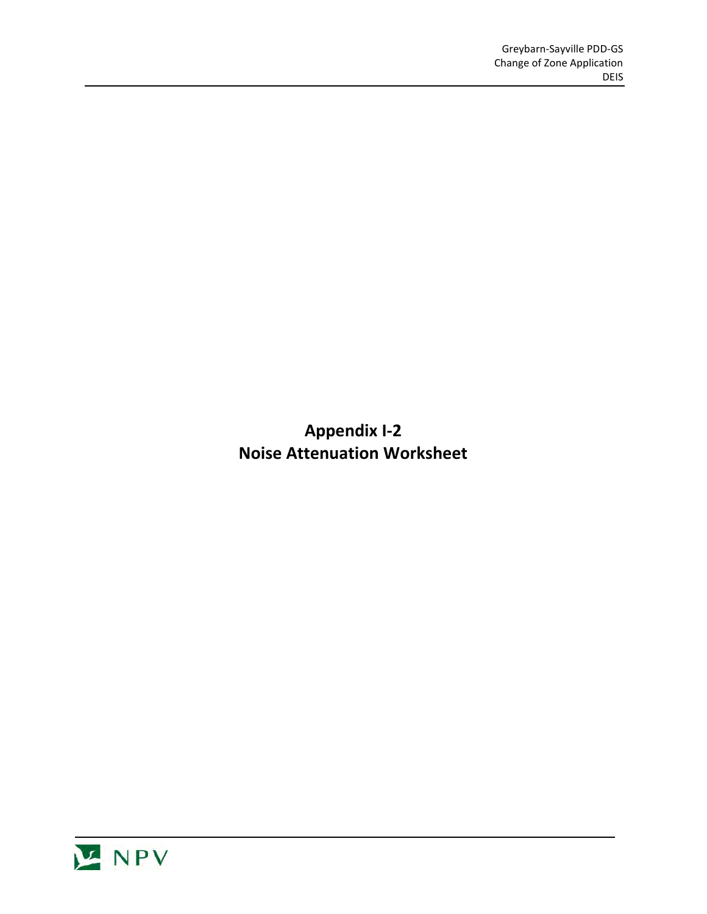# Appendix I-2
# Noise Attenuation Worksheet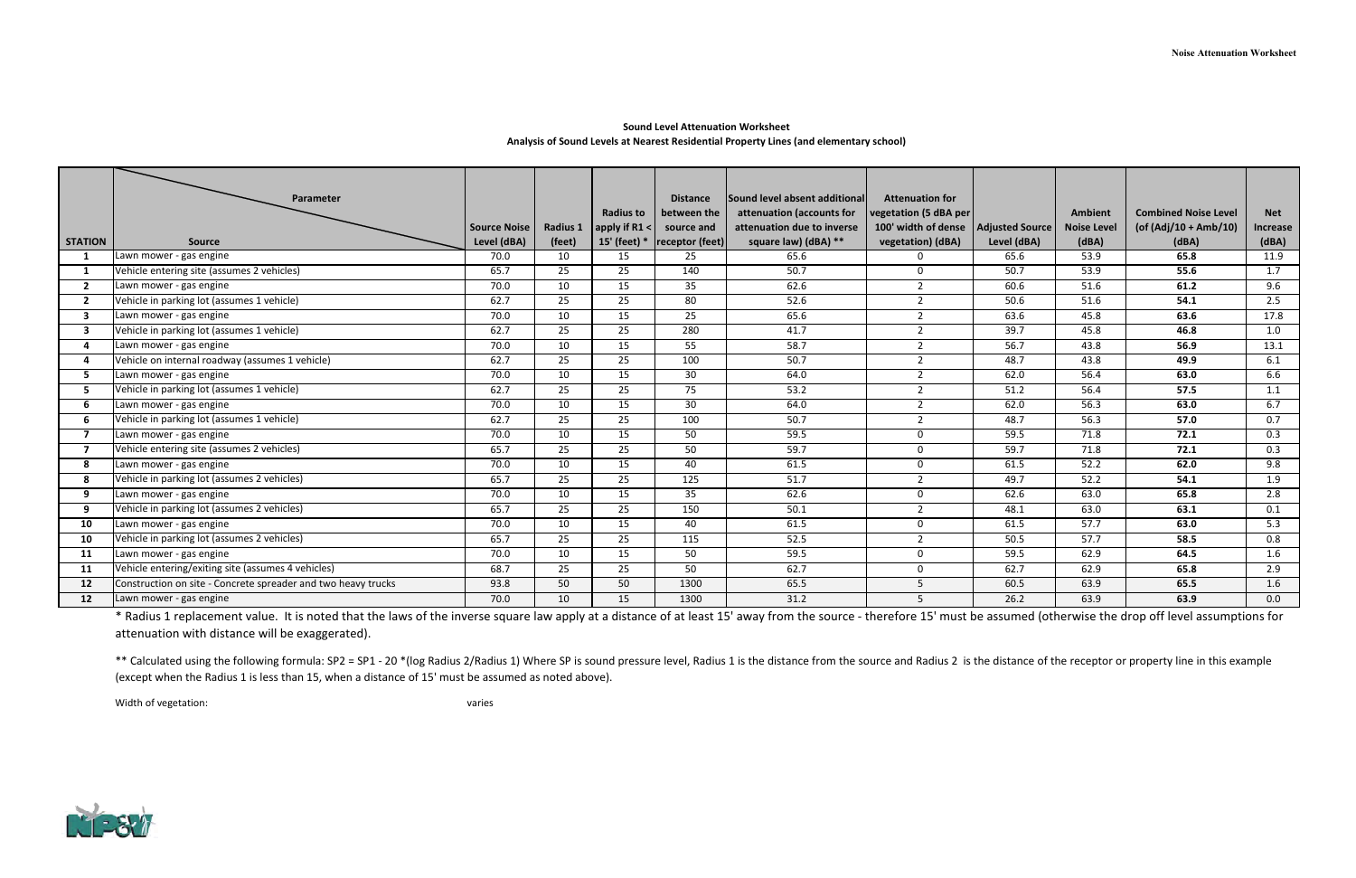**Sound Level Attenuation Worksheet**

**Analysis of Sound Levels at Nearest Residential Property Lines (and elementary school)**

| STATION | Parameter / Source | Source Noise Level (dBA) | Radius 1 (feet) | Radius to apply if R1 < 15' (feet) * | Distance between the source and receptor (feet) | Sound level absent additional attenuation (accounts for attenuation due to inverse square law) (dBA) ** | Attenuation for vegetation (5 dBA per 100' width of dense vegetation) (dBA) | Adjusted Source Level (dBA) | Ambient Noise Level (dBA) | Combined Noise Level (of (Adj/10 + Amb/10) (dBA) | Net Increase (dBA) |
|---|---|---|---|---|---|---|---|---|---|---|---|
| **1** | Lawn mower - gas engine | 70.0 | 10 | 15 | 25 | 65.6 | 0 | 65.6 | 53.9 | **65.8** | 11.9 |
| **1** | Vehicle entering site (assumes 2 vehicles) | 65.7 | 25 | 25 | 140 | 50.7 | 0 | 50.7 | 53.9 | **55.6** | 1.7 |
| **2** | Lawn mower - gas engine | 70.0 | 10 | 15 | 35 | 62.6 | 2 | 60.6 | 51.6 | **61.2** | 9.6 |
| **2** | Vehicle in parking lot (assumes 1 vehicle) | 62.7 | 25 | 25 | 80 | 52.6 | 2 | 50.6 | 51.6 | **54.1** | 2.5 |
| **3** | Lawn mower - gas engine | 70.0 | 10 | 15 | 25 | 65.6 | 2 | 63.6 | 45.8 | **63.6** | 17.8 |
| **3** | Vehicle in parking lot (assumes 1 vehicle) | 62.7 | 25 | 25 | 280 | 41.7 | 2 | 39.7 | 45.8 | **46.8** | 1.0 |
| **4** | Lawn mower - gas engine | 70.0 | 10 | 15 | 55 | 58.7 | 2 | 56.7 | 43.8 | **56.9** | 13.1 |
| **4** | Vehicle on internal roadway (assumes 1 vehicle) | 62.7 | 25 | 25 | 100 | 50.7 | 2 | 48.7 | 43.8 | **49.9** | 6.1 |
| **5** | Lawn mower - gas engine | 70.0 | 10 | 15 | 30 | 64.0 | 2 | 62.0 | 56.4 | **63.0** | 6.6 |
| **5** | Vehicle in parking lot (assumes 1 vehicle) | 62.7 | 25 | 25 | 75 | 53.2 | 2 | 51.2 | 56.4 | **57.5** | 1.1 |
| **6** | Lawn mower - gas engine | 70.0 | 10 | 15 | 30 | 64.0 | 2 | 62.0 | 56.3 | **63.0** | 6.7 |
| **6** | Vehicle in parking lot (assumes 1 vehicle) | 62.7 | 25 | 25 | 100 | 50.7 | 2 | 48.7 | 56.3 | **57.0** | 0.7 |
| **7** | Lawn mower - gas engine | 70.0 | 10 | 15 | 50 | 59.5 | 0 | 59.5 | 71.8 | **72.1** | 0.3 |
| **7** | Vehicle entering site (assumes 2 vehicles) | 65.7 | 25 | 25 | 50 | 59.7 | 0 | 59.7 | 71.8 | **72.1** | 0.3 |
| **8** | Lawn mower - gas engine | 70.0 | 10 | 15 | 40 | 61.5 | 0 | 61.5 | 52.2 | **62.0** | 9.8 |
| **8** | Vehicle in parking lot (assumes 2 vehicles) | 65.7 | 25 | 25 | 125 | 51.7 | 2 | 49.7 | 52.2 | **54.1** | 1.9 |
| **9** | Lawn mower - gas engine | 70.0 | 10 | 15 | 35 | 62.6 | 0 | 62.6 | 63.0 | **65.8** | 2.8 |
| **9** | Vehicle in parking lot (assumes 2 vehicles) | 65.7 | 25 | 25 | 150 | 50.1 | 2 | 48.1 | 63.0 | **63.1** | 0.1 |
| **10** | Lawn mower - gas engine | 70.0 | 10 | 15 | 40 | 61.5 | 0 | 61.5 | 57.7 | **63.0** | 5.3 |
| **10** | Vehicle in parking lot (assumes 2 vehicles) | 65.7 | 25 | 25 | 115 | 52.5 | 2 | 50.5 | 57.7 | **58.5** | 0.8 |
| **11** | Lawn mower - gas engine | 70.0 | 10 | 15 | 50 | 59.5 | 0 | 59.5 | 62.9 | **64.5** | 1.6 |
| **11** | Vehicle entering/exiting site (assumes 4 vehicles) | 68.7 | 25 | 25 | 50 | 62.7 | 0 | 62.7 | 62.9 | **65.8** | 2.9 |
| **12** | Construction on site - Concrete spreader and two heavy trucks | 93.8 | 50 | 50 | 1300 | 65.5 | 5 | 60.5 | 63.9 | **65.5** | 1.6 |
| **12** | Lawn mower - gas engine | 70.0 | 10 | 15 | 1300 | 31.2 | 5 | 26.2 | 63.9 | **63.9** | 0.0 |

* Radius 1 replacement value. It is noted that the laws of the inverse square law apply at a distance of at least 15' away from the source - therefore 15' must be assumed (otherwise the drop off level assumptions for attenuation with distance will be exaggerated).

** Calculated using the following formula: SP2 = SP1 - 20 *(log Radius 2/Radius 1) Where SP is sound pressure level, Radius 1 is the distance from the source and Radius 2 is the distance of the receptor or property line in this example (except when the Radius 1 is less than 15, when a distance of 15' must be assumed as noted above).

Width of vegetation: varies